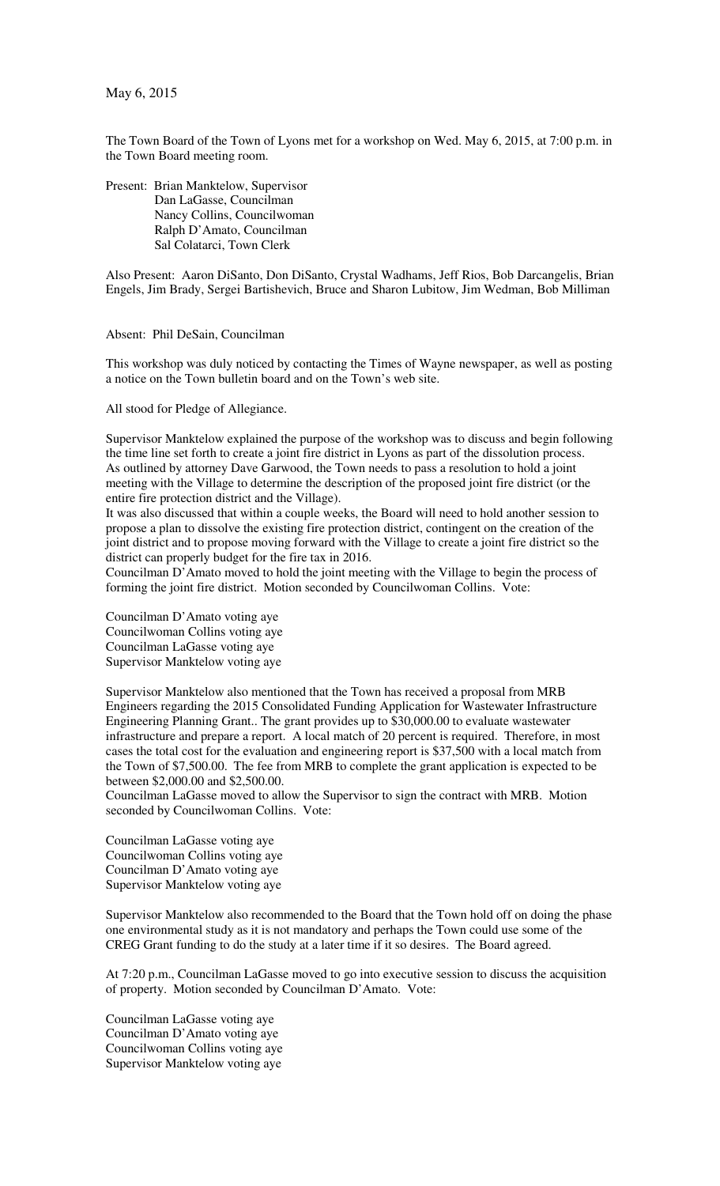May 6, 2015

The Town Board of the Town of Lyons met for a workshop on Wed. May 6, 2015, at 7:00 p.m. in the Town Board meeting room.

Present: Brian Manktelow, Supervisor
Dan LaGasse, Councilman
Nancy Collins, Councilwoman
Ralph D'Amato, Councilman
Sal Colatarci, Town Clerk

Also Present: Aaron DiSanto, Don DiSanto, Crystal Wadhams, Jeff Rios, Bob Darcangelis, Brian Engels, Jim Brady, Sergei Bartishevich, Bruce and Sharon Lubitow, Jim Wedman, Bob Milliman

Absent: Phil DeSain, Councilman

This workshop was duly noticed by contacting the Times of Wayne newspaper, as well as posting a notice on the Town bulletin board and on the Town's web site.

All stood for Pledge of Allegiance.

Supervisor Manktelow explained the purpose of the workshop was to discuss and begin following the time line set forth to create a joint fire district in Lyons as part of the dissolution process. As outlined by attorney Dave Garwood, the Town needs to pass a resolution to hold a joint meeting with the Village to determine the description of the proposed joint fire district (or the entire fire protection district and the Village).
It was also discussed that within a couple weeks, the Board will need to hold another session to propose a plan to dissolve the existing fire protection district, contingent on the creation of the joint district and to propose moving forward with the Village to create a joint fire district so the district can properly budget for the fire tax in 2016.
Councilman D'Amato moved to hold the joint meeting with the Village to begin the process of forming the joint fire district. Motion seconded by Councilwoman Collins. Vote:

Councilman D'Amato voting aye
Councilwoman Collins voting aye
Councilman LaGasse voting aye
Supervisor Manktelow voting aye

Supervisor Manktelow also mentioned that the Town has received a proposal from MRB Engineers regarding the 2015 Consolidated Funding Application for Wastewater Infrastructure Engineering Planning Grant.. The grant provides up to $30,000.00 to evaluate wastewater infrastructure and prepare a report. A local match of 20 percent is required. Therefore, in most cases the total cost for the evaluation and engineering report is $37,500 with a local match from the Town of $7,500.00. The fee from MRB to complete the grant application is expected to be between $2,000.00 and $2,500.00.
Councilman LaGasse moved to allow the Supervisor to sign the contract with MRB. Motion seconded by Councilwoman Collins. Vote:

Councilman LaGasse voting aye
Councilwoman Collins voting aye
Councilman D'Amato voting aye
Supervisor Manktelow voting aye

Supervisor Manktelow also recommended to the Board that the Town hold off on doing the phase one environmental study as it is not mandatory and perhaps the Town could use some of the CREG Grant funding to do the study at a later time if it so desires. The Board agreed.

At 7:20 p.m., Councilman LaGasse moved to go into executive session to discuss the acquisition of property. Motion seconded by Councilman D'Amato. Vote:

Councilman LaGasse voting aye
Councilman D'Amato voting aye
Councilwoman Collins voting aye
Supervisor Manktelow voting aye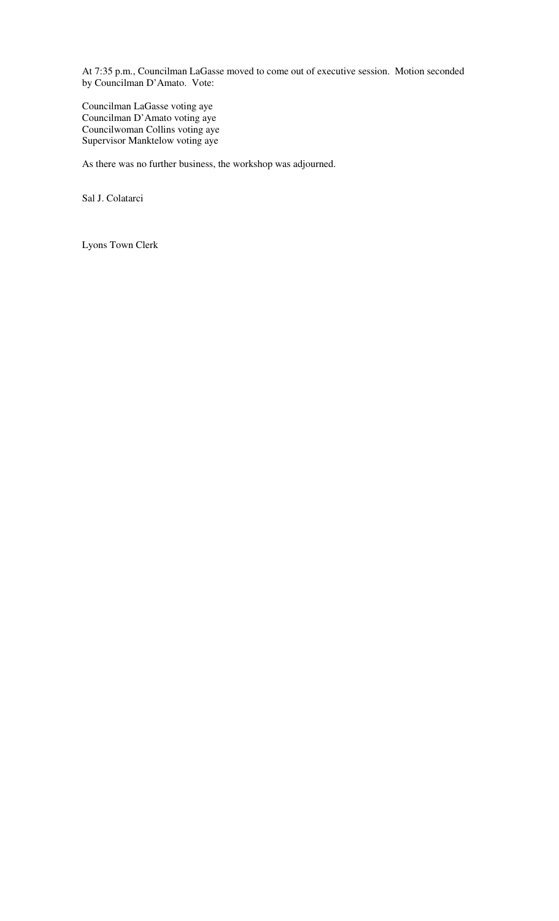At 7:35 p.m., Councilman LaGasse moved to come out of executive session. Motion seconded by Councilman D'Amato. Vote:

Councilman LaGasse voting aye
Councilman D'Amato voting aye
Councilwoman Collins voting aye
Supervisor Manktelow voting aye

As there was no further business, the workshop was adjourned.

Sal J. Colatarci

Lyons Town Clerk